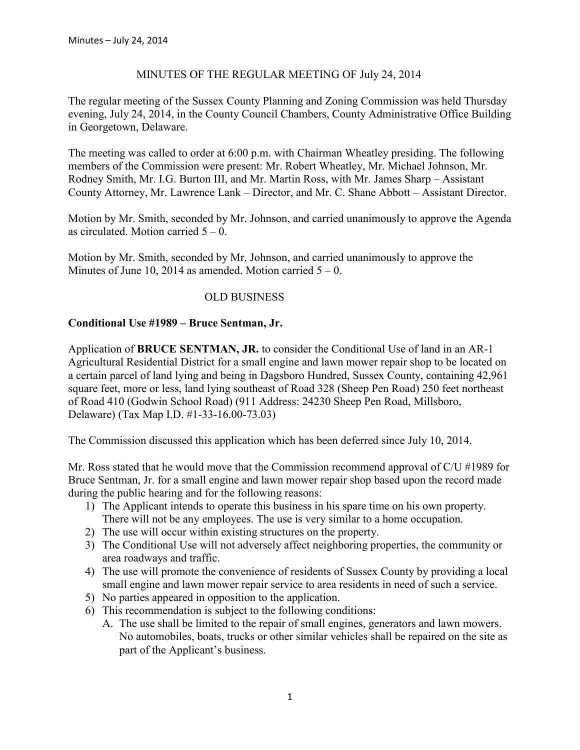# MINUTES OF THE REGULAR MEETING OF July 24, 2014

The regular meeting of the Sussex County Planning and Zoning Commission was held Thursday evening, July 24, 2014, in the County Council Chambers, County Administrative Office Building in Georgetown, Delaware.

The meeting was called to order at 6:00 p.m. with Chairman Wheatley presiding. The following members of the Commission were present: Mr. Robert Wheatley, Mr. Michael Johnson, Mr. Rodney Smith, Mr. I.G. Burton III, and Mr. Martin Ross, with Mr. James Sharp – Assistant County Attorney, Mr. Lawrence Lank – Director, and Mr. C. Shane Abbott – Assistant Director.

Motion by Mr. Smith, seconded by Mr. Johnson, and carried unanimously to approve the Agenda as circulated. Motion carried 5 – 0.

Motion by Mr. Smith, seconded by Mr. Johnson, and carried unanimously to approve the Minutes of June 10, 2014 as amended. Motion carried 5 – 0.

## OLD BUSINESS

**Conditional Use #1989 – Bruce Sentman, Jr.**

Application of **BRUCE SENTMAN, JR.** to consider the Conditional Use of land in an AR-1 Agricultural Residential District for a small engine and lawn mower repair shop to be located on a certain parcel of land lying and being in Dagsboro Hundred, Sussex County, containing 42,961 square feet, more or less, land lying southeast of Road 328 (Sheep Pen Road) 250 feet northeast of Road 410 (Godwin School Road) (911 Address: 24230 Sheep Pen Road, Millsboro, Delaware) (Tax Map I.D. #1-33-16.00-73.03)

The Commission discussed this application which has been deferred since July 10, 2014.

Mr. Ross stated that he would move that the Commission recommend approval of C/U #1989 for Bruce Sentman, Jr. for a small engine and lawn mower repair shop based upon the record made during the public hearing and for the following reasons:

1) The Applicant intends to operate this business in his spare time on his own property. There will not be any employees. The use is very similar to a home occupation.
2) The use will occur within existing structures on the property.
3) The Conditional Use will not adversely affect neighboring properties, the community or area roadways and traffic.
4) The use will promote the convenience of residents of Sussex County by providing a local small engine and lawn mower repair service to area residents in need of such a service.
5) No parties appeared in opposition to the application.
6) This recommendation is subject to the following conditions:
   A. The use shall be limited to the repair of small engines, generators and lawn mowers. No automobiles, boats, trucks or other similar vehicles shall be repaired on the site as part of the Applicant's business.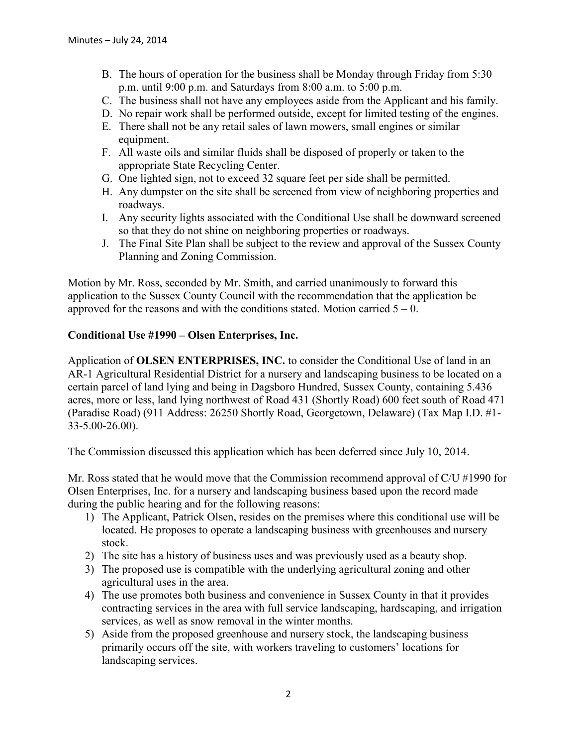B. The hours of operation for the business shall be Monday through Friday from 5:30 p.m. until 9:00 p.m. and Saturdays from 8:00 a.m. to 5:00 p.m.
C. The business shall not have any employees aside from the Applicant and his family.
D. No repair work shall be performed outside, except for limited testing of the engines.
E. There shall not be any retail sales of lawn mowers, small engines or similar equipment.
F. All waste oils and similar fluids shall be disposed of properly or taken to the appropriate State Recycling Center.
G. One lighted sign, not to exceed 32 square feet per side shall be permitted.
H. Any dumpster on the site shall be screened from view of neighboring properties and roadways.
I. Any security lights associated with the Conditional Use shall be downward screened so that they do not shine on neighboring properties or roadways.
J. The Final Site Plan shall be subject to the review and approval of the Sussex County Planning and Zoning Commission.

Motion by Mr. Ross, seconded by Mr. Smith, and carried unanimously to forward this application to the Sussex County Council with the recommendation that the application be approved for the reasons and with the conditions stated. Motion carried 5 – 0.

**Conditional Use #1990 – Olsen Enterprises, Inc.**

Application of **OLSEN ENTERPRISES, INC.** to consider the Conditional Use of land in an AR-1 Agricultural Residential District for a nursery and landscaping business to be located on a certain parcel of land lying and being in Dagsboro Hundred, Sussex County, containing 5.436 acres, more or less, land lying northwest of Road 431 (Shortly Road) 600 feet south of Road 471 (Paradise Road) (911 Address: 26250 Shortly Road, Georgetown, Delaware) (Tax Map I.D. #1-33-5.00-26.00).

The Commission discussed this application which has been deferred since July 10, 2014.

Mr. Ross stated that he would move that the Commission recommend approval of C/U #1990 for Olsen Enterprises, Inc. for a nursery and landscaping business based upon the record made during the public hearing and for the following reasons:

1) The Applicant, Patrick Olsen, resides on the premises where this conditional use will be located. He proposes to operate a landscaping business with greenhouses and nursery stock.
2) The site has a history of business uses and was previously used as a beauty shop.
3) The proposed use is compatible with the underlying agricultural zoning and other agricultural uses in the area.
4) The use promotes both business and convenience in Sussex County in that it provides contracting services in the area with full service landscaping, hardscaping, and irrigation services, as well as snow removal in the winter months.
5) Aside from the proposed greenhouse and nursery stock, the landscaping business primarily occurs off the site, with workers traveling to customers' locations for landscaping services.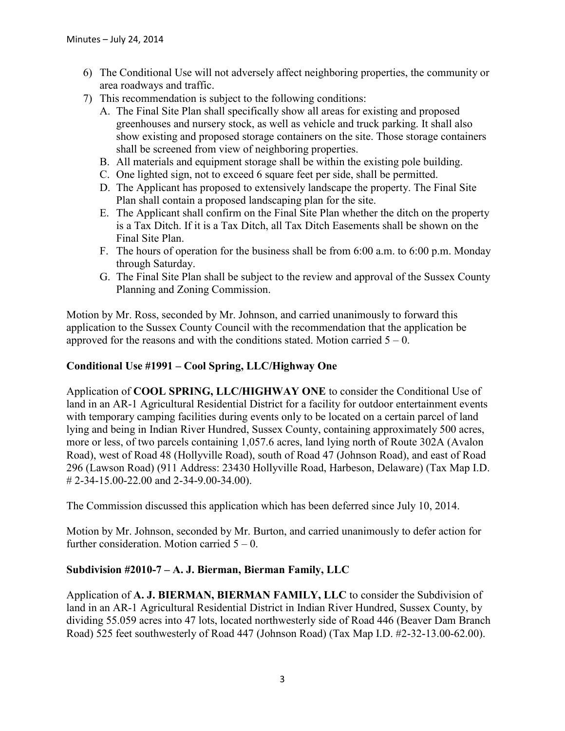6) The Conditional Use will not adversely affect neighboring properties, the community or area roadways and traffic.
7) This recommendation is subject to the following conditions:
   A. The Final Site Plan shall specifically show all areas for existing and proposed greenhouses and nursery stock, as well as vehicle and truck parking. It shall also show existing and proposed storage containers on the site. Those storage containers shall be screened from view of neighboring properties.
   B. All materials and equipment storage shall be within the existing pole building.
   C. One lighted sign, not to exceed 6 square feet per side, shall be permitted.
   D. The Applicant has proposed to extensively landscape the property. The Final Site Plan shall contain a proposed landscaping plan for the site.
   E. The Applicant shall confirm on the Final Site Plan whether the ditch on the property is a Tax Ditch. If it is a Tax Ditch, all Tax Ditch Easements shall be shown on the Final Site Plan.
   F. The hours of operation for the business shall be from 6:00 a.m. to 6:00 p.m. Monday through Saturday.
   G. The Final Site Plan shall be subject to the review and approval of the Sussex County Planning and Zoning Commission.

Motion by Mr. Ross, seconded by Mr. Johnson, and carried unanimously to forward this application to the Sussex County Council with the recommendation that the application be approved for the reasons and with the conditions stated. Motion carried 5 – 0.

**Conditional Use #1991 – Cool Spring, LLC/Highway One**

Application of **COOL SPRING, LLC/HIGHWAY ONE** to consider the Conditional Use of land in an AR-1 Agricultural Residential District for a facility for outdoor entertainment events with temporary camping facilities during events only to be located on a certain parcel of land lying and being in Indian River Hundred, Sussex County, containing approximately 500 acres, more or less, of two parcels containing 1,057.6 acres, land lying north of Route 302A (Avalon Road), west of Road 48 (Hollyville Road), south of Road 47 (Johnson Road), and east of Road 296 (Lawson Road) (911 Address: 23430 Hollyville Road, Harbeson, Delaware) (Tax Map I.D. # 2-34-15.00-22.00 and 2-34-9.00-34.00).

The Commission discussed this application which has been deferred since July 10, 2014.

Motion by Mr. Johnson, seconded by Mr. Burton, and carried unanimously to defer action for further consideration. Motion carried 5 – 0.

**Subdivision #2010-7 – A. J. Bierman, Bierman Family, LLC**

Application of **A. J. BIERMAN, BIERMAN FAMILY, LLC** to consider the Subdivision of land in an AR-1 Agricultural Residential District in Indian River Hundred, Sussex County, by dividing 55.059 acres into 47 lots, located northwesterly side of Road 446 (Beaver Dam Branch Road) 525 feet southwesterly of Road 447 (Johnson Road) (Tax Map I.D. #2-32-13.00-62.00).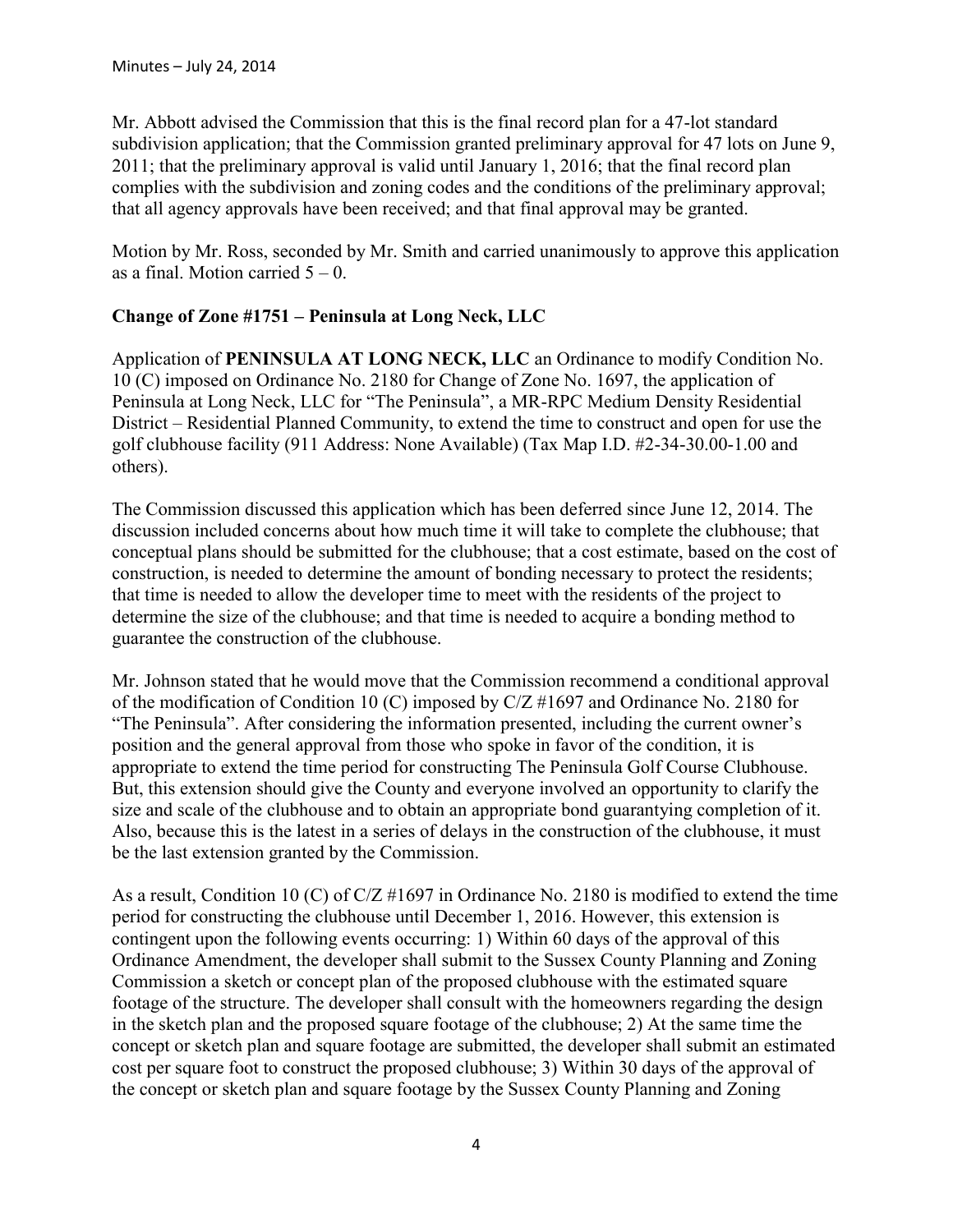Mr. Abbott advised the Commission that this is the final record plan for a 47-lot standard subdivision application; that the Commission granted preliminary approval for 47 lots on June 9, 2011; that the preliminary approval is valid until January 1, 2016; that the final record plan complies with the subdivision and zoning codes and the conditions of the preliminary approval; that all agency approvals have been received; and that final approval may be granted.

Motion by Mr. Ross, seconded by Mr. Smith and carried unanimously to approve this application as a final. Motion carried 5 – 0.

**Change of Zone #1751 – Peninsula at Long Neck, LLC**

Application of **PENINSULA AT LONG NECK, LLC** an Ordinance to modify Condition No. 10 (C) imposed on Ordinance No. 2180 for Change of Zone No. 1697, the application of Peninsula at Long Neck, LLC for "The Peninsula", a MR-RPC Medium Density Residential District – Residential Planned Community, to extend the time to construct and open for use the golf clubhouse facility (911 Address: None Available) (Tax Map I.D. #2-34-30.00-1.00 and others).

The Commission discussed this application which has been deferred since June 12, 2014. The discussion included concerns about how much time it will take to complete the clubhouse; that conceptual plans should be submitted for the clubhouse; that a cost estimate, based on the cost of construction, is needed to determine the amount of bonding necessary to protect the residents; that time is needed to allow the developer time to meet with the residents of the project to determine the size of the clubhouse; and that time is needed to acquire a bonding method to guarantee the construction of the clubhouse.

Mr. Johnson stated that he would move that the Commission recommend a conditional approval of the modification of Condition 10 (C) imposed by C/Z #1697 and Ordinance No. 2180 for "The Peninsula". After considering the information presented, including the current owner's position and the general approval from those who spoke in favor of the condition, it is appropriate to extend the time period for constructing The Peninsula Golf Course Clubhouse. But, this extension should give the County and everyone involved an opportunity to clarify the size and scale of the clubhouse and to obtain an appropriate bond guarantying completion of it. Also, because this is the latest in a series of delays in the construction of the clubhouse, it must be the last extension granted by the Commission.

As a result, Condition 10 (C) of C/Z #1697 in Ordinance No. 2180 is modified to extend the time period for constructing the clubhouse until December 1, 2016. However, this extension is contingent upon the following events occurring: 1) Within 60 days of the approval of this Ordinance Amendment, the developer shall submit to the Sussex County Planning and Zoning Commission a sketch or concept plan of the proposed clubhouse with the estimated square footage of the structure. The developer shall consult with the homeowners regarding the design in the sketch plan and the proposed square footage of the clubhouse; 2) At the same time the concept or sketch plan and square footage are submitted, the developer shall submit an estimated cost per square foot to construct the proposed clubhouse; 3) Within 30 days of the approval of the concept or sketch plan and square footage by the Sussex County Planning and Zoning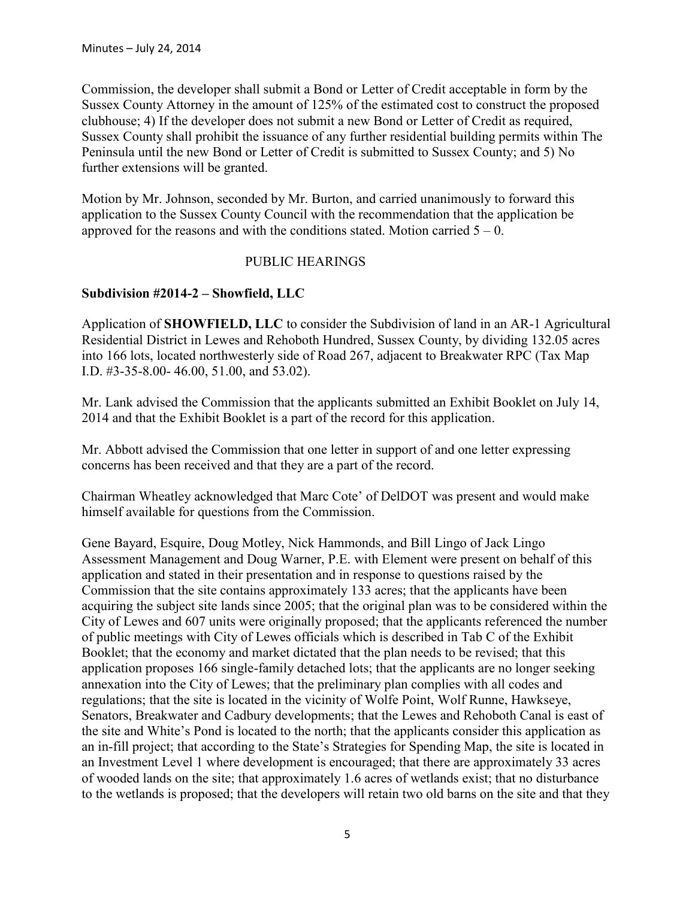Commission, the developer shall submit a Bond or Letter of Credit acceptable in form by the Sussex County Attorney in the amount of 125% of the estimated cost to construct the proposed clubhouse; 4) If the developer does not submit a new Bond or Letter of Credit as required, Sussex County shall prohibit the issuance of any further residential building permits within The Peninsula until the new Bond or Letter of Credit is submitted to Sussex County; and 5) No further extensions will be granted.

Motion by Mr. Johnson, seconded by Mr. Burton, and carried unanimously to forward this application to the Sussex County Council with the recommendation that the application be approved for the reasons and with the conditions stated. Motion carried 5 – 0.

PUBLIC HEARINGS

**Subdivision #2014-2 – Showfield, LLC**

Application of **SHOWFIELD, LLC** to consider the Subdivision of land in an AR-1 Agricultural Residential District in Lewes and Rehoboth Hundred, Sussex County, by dividing 132.05 acres into 166 lots, located northwesterly side of Road 267, adjacent to Breakwater RPC (Tax Map I.D. #3-35-8.00- 46.00, 51.00, and 53.02).

Mr. Lank advised the Commission that the applicants submitted an Exhibit Booklet on July 14, 2014 and that the Exhibit Booklet is a part of the record for this application.

Mr. Abbott advised the Commission that one letter in support of and one letter expressing concerns has been received and that they are a part of the record.

Chairman Wheatley acknowledged that Marc Cote' of DelDOT was present and would make himself available for questions from the Commission.

Gene Bayard, Esquire, Doug Motley, Nick Hammonds, and Bill Lingo of Jack Lingo Assessment Management and Doug Warner, P.E. with Element were present on behalf of this application and stated in their presentation and in response to questions raised by the Commission that the site contains approximately 133 acres; that the applicants have been acquiring the subject site lands since 2005; that the original plan was to be considered within the City of Lewes and 607 units were originally proposed; that the applicants referenced the number of public meetings with City of Lewes officials which is described in Tab C of the Exhibit Booklet; that the economy and market dictated that the plan needs to be revised; that this application proposes 166 single-family detached lots; that the applicants are no longer seeking annexation into the City of Lewes; that the preliminary plan complies with all codes and regulations; that the site is located in the vicinity of Wolfe Point, Wolf Runne, Hawkseye, Senators, Breakwater and Cadbury developments; that the Lewes and Rehoboth Canal is east of the site and White's Pond is located to the north; that the applicants consider this application as an in-fill project; that according to the State's Strategies for Spending Map, the site is located in an Investment Level 1 where development is encouraged; that there are approximately 33 acres of wooded lands on the site; that approximately 1.6 acres of wetlands exist; that no disturbance to the wetlands is proposed; that the developers will retain two old barns on the site and that they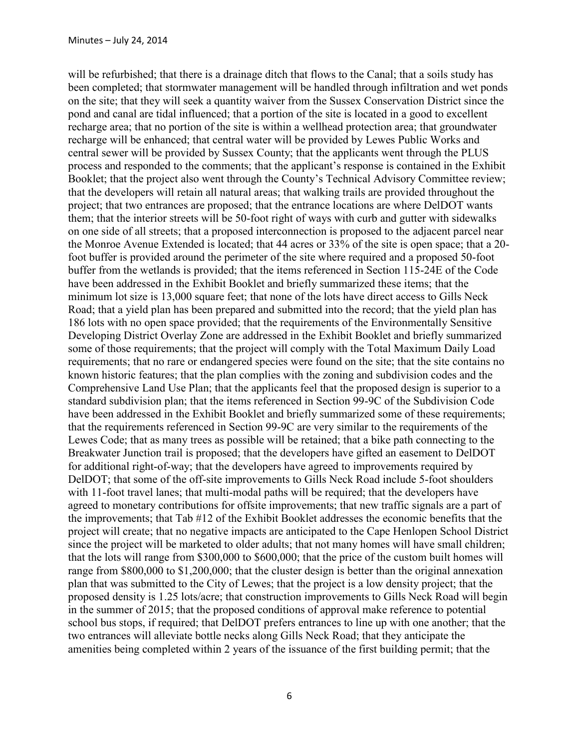will be refurbished; that there is a drainage ditch that flows to the Canal; that a soils study has been completed; that stormwater management will be handled through infiltration and wet ponds on the site; that they will seek a quantity waiver from the Sussex Conservation District since the pond and canal are tidal influenced; that a portion of the site is located in a good to excellent recharge area; that no portion of the site is within a wellhead protection area; that groundwater recharge will be enhanced; that central water will be provided by Lewes Public Works and central sewer will be provided by Sussex County; that the applicants went through the PLUS process and responded to the comments; that the applicant's response is contained in the Exhibit Booklet; that the project also went through the County's Technical Advisory Committee review; that the developers will retain all natural areas; that walking trails are provided throughout the project; that two entrances are proposed; that the entrance locations are where DelDOT wants them; that the interior streets will be 50-foot right of ways with curb and gutter with sidewalks on one side of all streets; that a proposed interconnection is proposed to the adjacent parcel near the Monroe Avenue Extended is located; that 44 acres or 33% of the site is open space; that a 20-foot buffer is provided around the perimeter of the site where required and a proposed 50-foot buffer from the wetlands is provided; that the items referenced in Section 115-24E of the Code have been addressed in the Exhibit Booklet and briefly summarized these items; that the minimum lot size is 13,000 square feet; that none of the lots have direct access to Gills Neck Road; that a yield plan has been prepared and submitted into the record; that the yield plan has 186 lots with no open space provided; that the requirements of the Environmentally Sensitive Developing District Overlay Zone are addressed in the Exhibit Booklet and briefly summarized some of those requirements; that the project will comply with the Total Maximum Daily Load requirements; that no rare or endangered species were found on the site; that the site contains no known historic features; that the plan complies with the zoning and subdivision codes and the Comprehensive Land Use Plan; that the applicants feel that the proposed design is superior to a standard subdivision plan; that the items referenced in Section 99-9C of the Subdivision Code have been addressed in the Exhibit Booklet and briefly summarized some of these requirements; that the requirements referenced in Section 99-9C are very similar to the requirements of the Lewes Code; that as many trees as possible will be retained; that a bike path connecting to the Breakwater Junction trail is proposed; that the developers have gifted an easement to DelDOT for additional right-of-way; that the developers have agreed to improvements required by DelDOT; that some of the off-site improvements to Gills Neck Road include 5-foot shoulders with 11-foot travel lanes; that multi-modal paths will be required; that the developers have agreed to monetary contributions for offsite improvements; that new traffic signals are a part of the improvements; that Tab #12 of the Exhibit Booklet addresses the economic benefits that the project will create; that no negative impacts are anticipated to the Cape Henlopen School District since the project will be marketed to older adults; that not many homes will have small children; that the lots will range from $300,000 to $600,000; that the price of the custom built homes will range from $800,000 to $1,200,000; that the cluster design is better than the original annexation plan that was submitted to the City of Lewes; that the project is a low density project; that the proposed density is 1.25 lots/acre; that construction improvements to Gills Neck Road will begin in the summer of 2015; that the proposed conditions of approval make reference to potential school bus stops, if required; that DelDOT prefers entrances to line up with one another; that the two entrances will alleviate bottle necks along Gills Neck Road; that they anticipate the amenities being completed within 2 years of the issuance of the first building permit; that the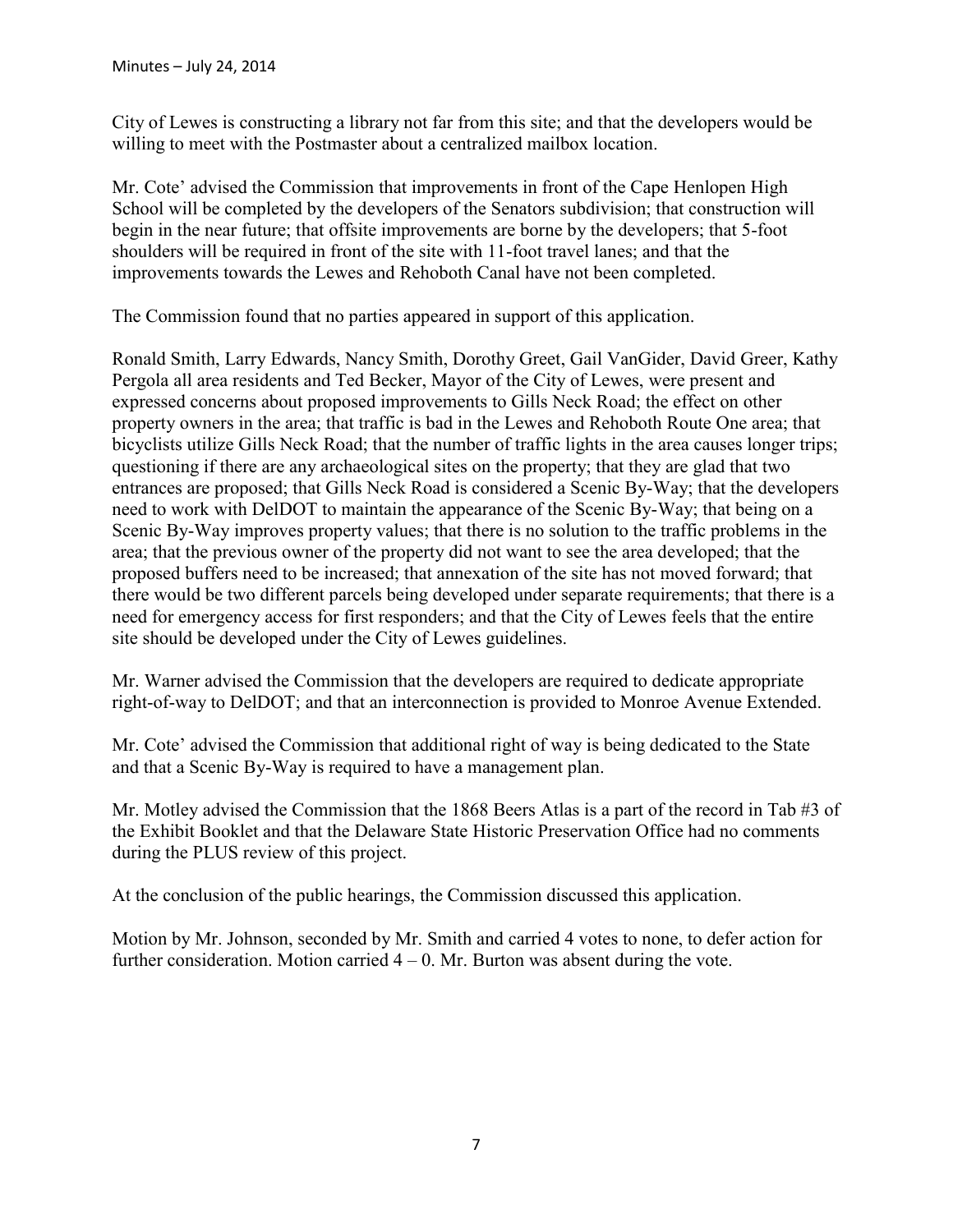City of Lewes is constructing a library not far from this site; and that the developers would be willing to meet with the Postmaster about a centralized mailbox location.

Mr. Cote' advised the Commission that improvements in front of the Cape Henlopen High School will be completed by the developers of the Senators subdivision; that construction will begin in the near future; that offsite improvements are borne by the developers; that 5-foot shoulders will be required in front of the site with 11-foot travel lanes; and that the improvements towards the Lewes and Rehoboth Canal have not been completed.

The Commission found that no parties appeared in support of this application.

Ronald Smith, Larry Edwards, Nancy Smith, Dorothy Greet, Gail VanGider, David Greer, Kathy Pergola all area residents and Ted Becker, Mayor of the City of Lewes, were present and expressed concerns about proposed improvements to Gills Neck Road; the effect on other property owners in the area; that traffic is bad in the Lewes and Rehoboth Route One area; that bicyclists utilize Gills Neck Road; that the number of traffic lights in the area causes longer trips; questioning if there are any archaeological sites on the property; that they are glad that two entrances are proposed; that Gills Neck Road is considered a Scenic By-Way; that the developers need to work with DelDOT to maintain the appearance of the Scenic By-Way; that being on a Scenic By-Way improves property values; that there is no solution to the traffic problems in the area; that the previous owner of the property did not want to see the area developed; that the proposed buffers need to be increased; that annexation of the site has not moved forward; that there would be two different parcels being developed under separate requirements; that there is a need for emergency access for first responders; and that the City of Lewes feels that the entire site should be developed under the City of Lewes guidelines.

Mr. Warner advised the Commission that the developers are required to dedicate appropriate right-of-way to DelDOT; and that an interconnection is provided to Monroe Avenue Extended.

Mr. Cote' advised the Commission that additional right of way is being dedicated to the State and that a Scenic By-Way is required to have a management plan.

Mr. Motley advised the Commission that the 1868 Beers Atlas is a part of the record in Tab #3 of the Exhibit Booklet and that the Delaware State Historic Preservation Office had no comments during the PLUS review of this project.

At the conclusion of the public hearings, the Commission discussed this application.

Motion by Mr. Johnson, seconded by Mr. Smith and carried 4 votes to none, to defer action for further consideration. Motion carried 4 – 0. Mr. Burton was absent during the vote.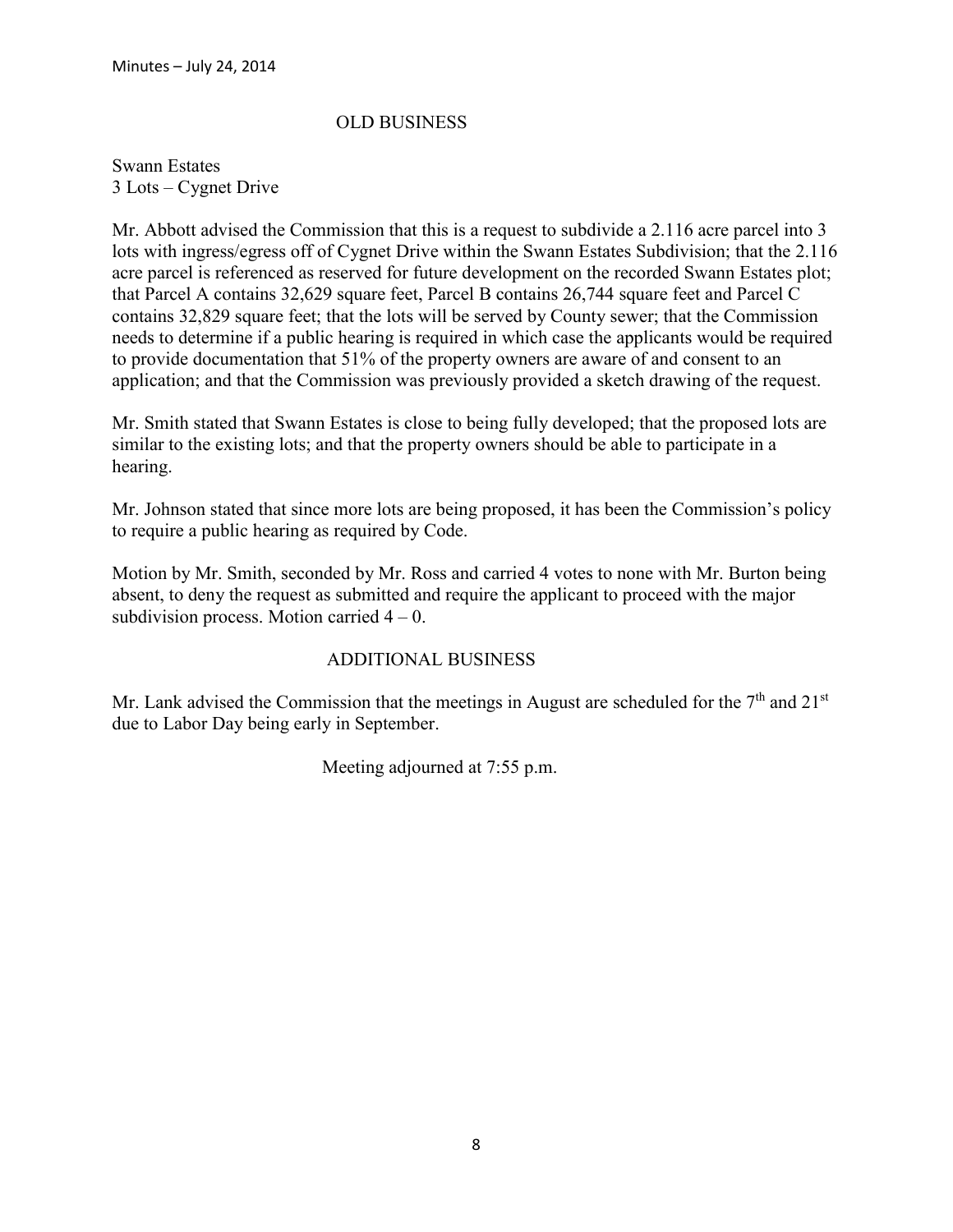## OLD BUSINESS

Swann Estates
3 Lots – Cygnet Drive

Mr. Abbott advised the Commission that this is a request to subdivide a 2.116 acre parcel into 3 lots with ingress/egress off of Cygnet Drive within the Swann Estates Subdivision; that the 2.116 acre parcel is referenced as reserved for future development on the recorded Swann Estates plot; that Parcel A contains 32,629 square feet, Parcel B contains 26,744 square feet and Parcel C contains 32,829 square feet; that the lots will be served by County sewer; that the Commission needs to determine if a public hearing is required in which case the applicants would be required to provide documentation that 51% of the property owners are aware of and consent to an application; and that the Commission was previously provided a sketch drawing of the request.

Mr. Smith stated that Swann Estates is close to being fully developed; that the proposed lots are similar to the existing lots; and that the property owners should be able to participate in a hearing.

Mr. Johnson stated that since more lots are being proposed, it has been the Commission's policy to require a public hearing as required by Code.

Motion by Mr. Smith, seconded by Mr. Ross and carried 4 votes to none with Mr. Burton being absent, to deny the request as submitted and require the applicant to proceed with the major subdivision process. Motion carried 4 – 0.

## ADDITIONAL BUSINESS

Mr. Lank advised the Commission that the meetings in August are scheduled for the 7th and 21st due to Labor Day being early in September.

Meeting adjourned at 7:55 p.m.